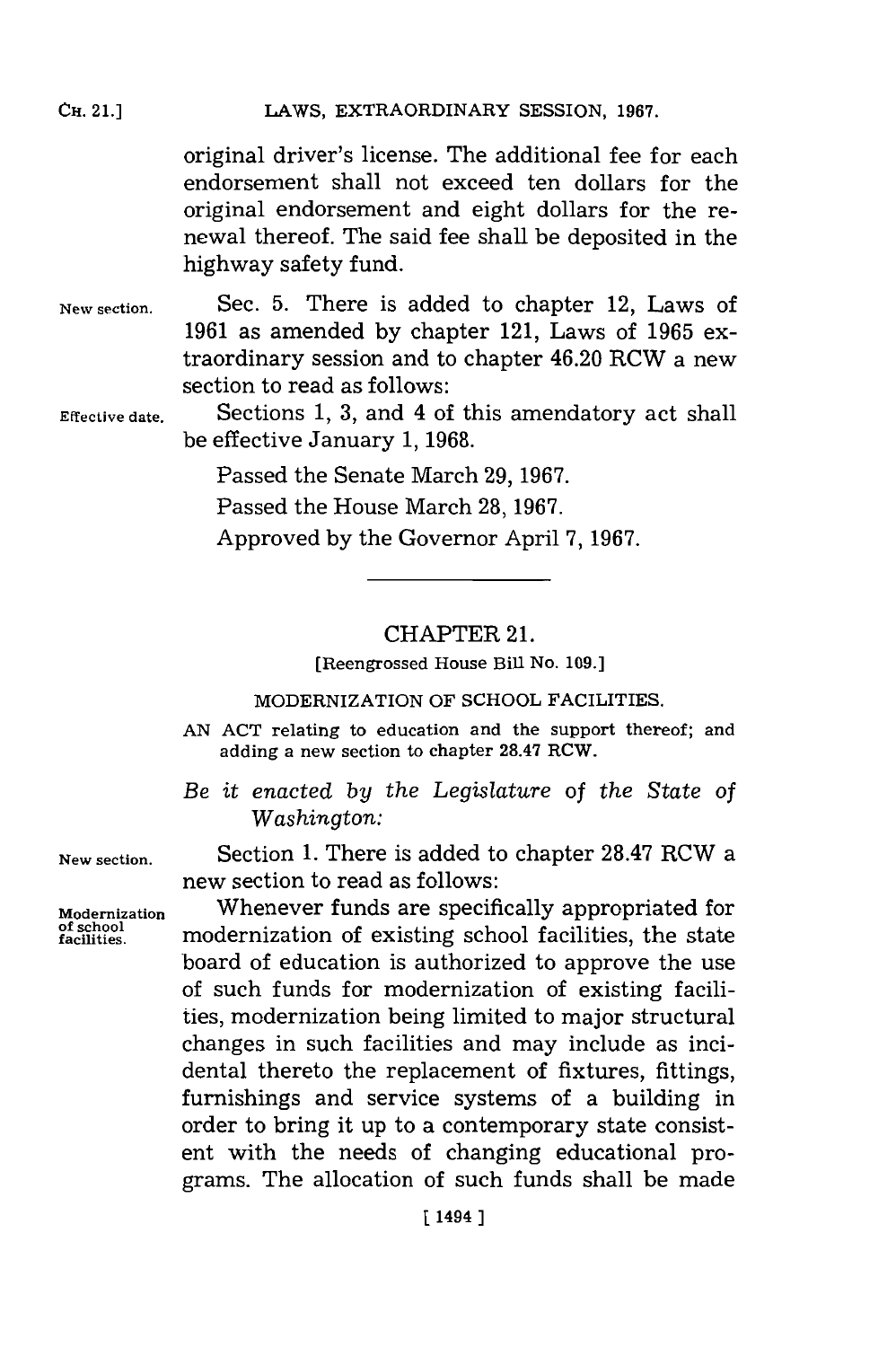original driver's license. The additional fee for each endorsement shall not exceed ten dollars for the original endorsement and eight dollars for the renewal thereof. The said fee shall be deposited in the highway safety fund.

New section. Sec. 5. There is added to chapter 12, Laws of 1961 as amended by chapter 121, Laws of 1965 extraordinary session and to chapter 46.20 RCW a new section to read as follows:

Effective date. Sections 1, 3, and 4 of this amendatory act shall be effective January 1, 1968.

Passed the Senate March 29, 1967.

Passed the House March 28, 1967.

Approved by the Governor April 7, 1967.

---

## CHAPTER 21.

[Reengrossed House Bill No. 109.]

### MODERNIZATION OF SCHOOL FACILITIES.

AN ACT relating to education and the support thereof; and adding a new section to chapter 28.47 RCW.

*Be it enacted by the Legislature of the State of Washington:*

New section. Section 1. There is added to chapter 28.47 RCW a new section to read as follows:

Modernization of school facilities. Whenever funds are specifically appropriated for modernization of existing school facilities, the state board of education is authorized to approve the use of such funds for modernization of existing facilities, modernization being limited to major structural changes in such facilities and may include as incidental thereto the replacement of fixtures, fittings, furnishings and service systems of a building in order to bring it up to a contemporary state consistent with the needs of changing educational programs. The allocation of such funds shall be made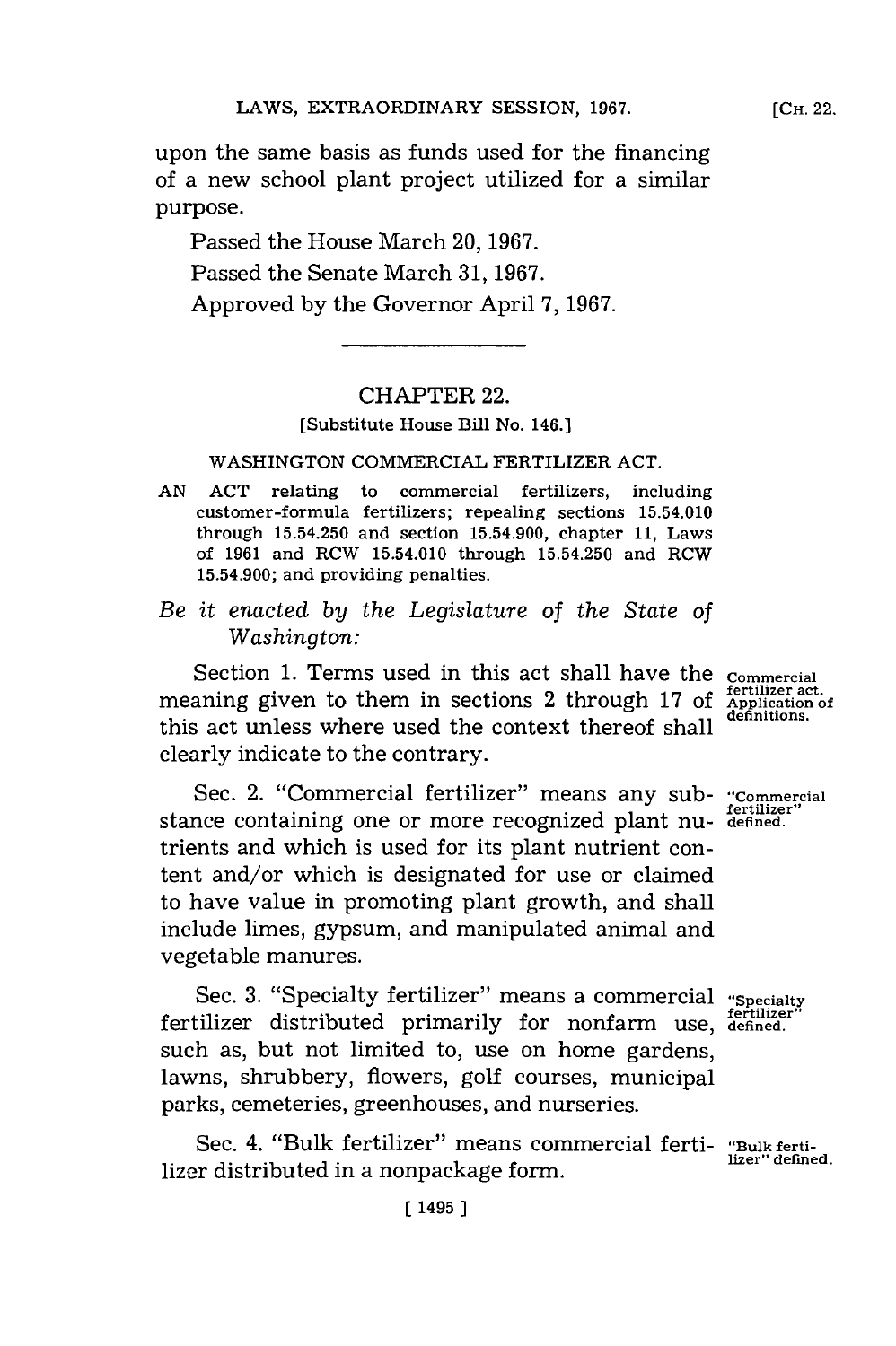upon the same basis as funds used for the financing of a new school plant project utilized for a similar purpose.

Passed the House March 20, 1967.

Passed the Senate March 31, 1967.

Approved by the Governor April 7, 1967.

---

## CHAPTER 22.

[Substitute House Bill No. 146.]

### WASHINGTON COMMERCIAL FERTILIZER ACT.

AN ACT relating to commercial fertilizers, including customer-formula fertilizers; repealing sections 15.54.010 through 15.54.250 and section 15.54.900, chapter 11, Laws of 1961 and RCW 15.54.010 through 15.54.250 and RCW 15.54.900; and providing penalties.

*Be it enacted by the Legislature of the State of Washington:*

**Commercial fertilizer act. Application of definitions.**

Section 1. Terms used in this act shall have the meaning given to them in sections 2 through 17 of this act unless where used the context thereof shall clearly indicate to the contrary.

**"Commercial fertilizer" defined.**

Sec. 2. "Commercial fertilizer" means any substance containing one or more recognized plant nutrients and which is used for its plant nutrient content and/or which is designated for use or claimed to have value in promoting plant growth, and shall include limes, gypsum, and manipulated animal and vegetable manures.

**"Specialty fertilizer" defined.**

Sec. 3. "Specialty fertilizer" means a commercial fertilizer distributed primarily for nonfarm use, such as, but not limited to, use on home gardens, lawns, shrubbery, flowers, golf courses, municipal parks, cemeteries, greenhouses, and nurseries.

**"Bulk fertilizer" defined.**

Sec. 4. "Bulk fertilizer" means commercial fertilizer distributed in a nonpackage form.